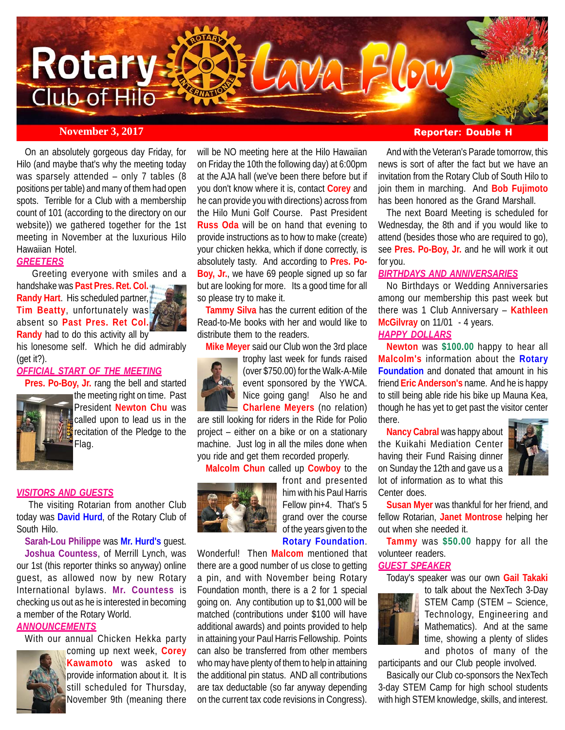# Rotary Club of Hilo Lava Flow

**November 3, 2017** **Reporter: Double H**

On an absolutely gorgeous day Friday, for Hilo (and maybe that's why the meeting today was sparsely attended – only 7 tables (8 positions per table) and many of them had open spots. Terrible for a Club with a membership count of 101 (according to the directory on our website)) we gathered together for the 1st meeting in November at the luxurious Hilo Hawaiian Hotel.

## *GREETERS*

Greeting everyone with smiles and a handshake was **Past Pres. Ret. Col. Randy Hart**. His scheduled partner, **Tim Beatty**, unfortunately was absent so **Past Pres. Ret Col. Randy** had to do this activity all by his lonesome self. Which he did admirably (get it?).

## *OFFICIAL START OF THE MEETING*

**Pres. Po-Boy, Jr.** rang the bell and started the meeting right on time. Past President **Newton Chu** was called upon to lead us in the recitation of the Pledge to the Flag.

## *VISITORS AND GUESTS*

The visiting Rotarian from another Club today was **David Hurd**, of the Rotary Club of South Hilo.

**Sarah-Lou Philippe** was **Mr. Hurd's** guest.

**Joshua Countess**, of Merrill Lynch, was our 1st (this reporter thinks so anyway) online guest, as allowed now by new Rotary International bylaws. **Mr. Countess** is checking us out as he is interested in becoming a member of the Rotary World.

## *ANNOUNCEMENTS*

With our annual Chicken Hekka party coming up next week, **Corey Kawamoto** was asked to provide information about it. It is still scheduled for Thursday, November 9th (meaning there will be NO meeting here at the Hilo Hawaiian on Friday the 10th the following day) at 6:00pm at the AJA hall (we've been there before but if you don't know where it is, contact **Corey** and he can provide you with directions) across from the Hilo Muni Golf Course. Past President **Russ Oda** will be on hand that evening to provide instructions as to how to make (create) your chicken hekka, which if done correctly, is absolutely tasty. And according to **Pres. Po-Boy, Jr.**, we have 69 people signed up so far but are looking for more. Its a good time for all so please try to make it.

**Tammy Silva** has the current edition of the Read-to-Me books with her and would like to distribute them to the readers.

**Mike Meyer** said our Club won the 3rd place trophy last week for funds raised (over $750.00) for the Walk-A-Mile event sponsored by the YWCA. Nice going gang! Also he and **Charlene Meyers** (no relation) are still looking for riders in the Ride for Polio project – either on a bike or on a stationary machine. Just log in all the miles done when you ride and get them recorded properly.

**Malcolm Chun** called up **Cowboy** to the front and presented him with his Paul Harris Fellow pin+4. That's 5 grand over the course of the years given to the **Rotary Foundation**. Wonderful! Then **Malcom** mentioned that there are a good number of us close to getting a pin, and with November being Rotary Foundation month, there is a 2 for 1 special going on. Any contibution up to $1,000 will be matched (contributions under $100 will have additional awards) and points provided to help in attaining your Paul Harris Fellowship. Points can also be transferred from other members who may have plenty of them to help in attaining the additional pin status. AND all contributions are tax deductable (so far anyway depending on the current tax code revisions in Congress).

And with the Veteran's Parade tomorrow, this news is sort of after the fact but we have an invitation from the Rotary Club of South Hilo to join them in marching. And **Bob Fujimoto** has been honored as the Grand Marshall.

The next Board Meeting is scheduled for Wednesday, the 8th and if you would like to attend (besides those who are required to go), see **Pres. Po-Boy, Jr.** and he will work it out for you.

## *BIRTHDAYS AND ANNIVERSARIES*

No Birthdays or Wedding Anniversaries among our membership this past week but there was 1 Club Anniversary – **Kathleen McGilvray** on 11/01 - 4 years.

## *HAPPY DOLLARS*

**Newton** was **$100.00** happy to hear all **Malcolm's** information about the **Rotary Foundation** and donated that amount in his friend **Eric Anderson's** name. And he is happy to still being able ride his bike up Mauna Kea, though he has yet to get past the visitor center there.

**Nancy Cabral** was happy about the Kuikahi Mediation Center having their Fund Raising dinner on Sunday the 12th and gave us a lot of information as to what this Center does.

**Susan Myer** was thankful for her friend, and fellow Rotarian, **Janet Montrose** helping her out when she needed it.

**Tammy** was **$50.00** happy for all the volunteer readers.

## *GUEST SPEAKER*

Today's speaker was our own **Gail Takaki** to talk about the NexTech 3-Day STEM Camp (STEM – Science, Technology, Engineering and Mathematics). And at the same time, showing a plenty of slides and photos of many of the participants and our Club people involved.

Basically our Club co-sponsors the NexTech 3-day STEM Camp for high school students with high STEM knowledge, skills, and interest.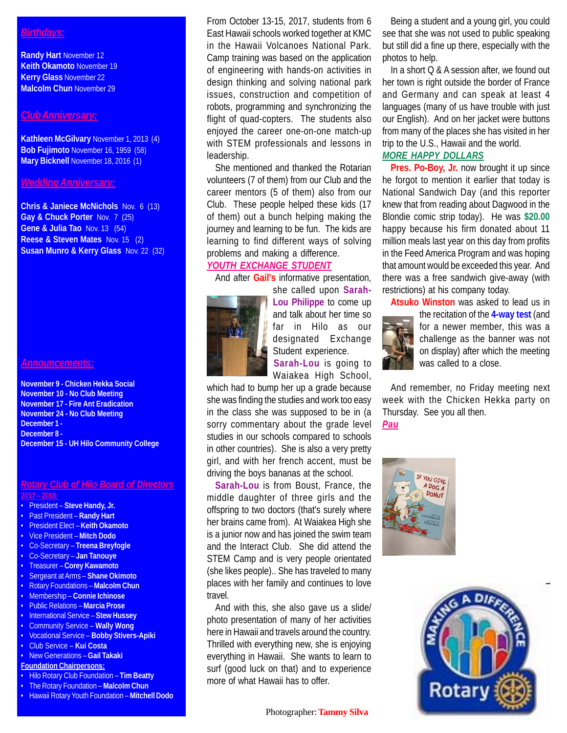## Birthdays:

**Randy Hart** November 12
**Keith Okamoto** November 19
**Kerry Glass** November 22
**Malcolm Chun** November 29

## Club Anniversary:

**Kathleen McGilvary** November 1, 2013 (4)
**Bob Fujimoto** November 16, 1959 (58)
**Mary Bicknell** November 18, 2016 (1)

## Wedding Anniversary:

**Chris & Janiece McNichols** Nov. 6 (13)
**Gay & Chuck Porter** Nov. 7 (25)
**Gene & Julia Tao** Nov. 13 (54)
**Reese & Steven Mates** Nov. 15 (2)
**Susan Munro & Kerry Glass** Nov. 22 (32)

## Announcements:

**November 9 - Chicken Hekka Social**
**November 10 - No Club Meeting**
**November 17 - Fire Ant Eradication**
**November 24 - No Club Meeting**
**December 1 -**
**December 8 -**
**December 15 - UH Hilo Community College**

## Rotary Club of Hilo Board of Directors

**2017 – 2018:**

- President – **Steve Handy, Jr.**
- Past President – **Randy Hart**
- President Elect – **Keith Okamoto**
- Vice President – **Mitch Dodo**
- Co-Secretary – **Treena Breyfogle**
- Co-Secretary – **Jan Tanouye**
- Treasurer – **Corey Kawamoto**
- Sergeant at Arms – **Shane Okimoto**
- Rotary Foundations – **Malcolm Chun**
- Membership – **Connie Ichinose**
- Public Relations – **Marcia Prose**
- International Service – **Stew Hussey**
- Community Service – **Wally Wong**
- Vocational Service – **Bobby Stivers-Apiki**
- Club Service – **Kui Costa**
- New Generations – **Gail Takaki**

**Foundation Chairpersons:**

- Hilo Rotary Club Foundation – **Tim Beatty**
- The Rotary Foundation – **Malcolm Chun**
- Hawaii Rotary Youth Foundation – **Mitchell Dodo**

From October 13-15, 2017, students from 6 East Hawaii schools worked together at KMC in the Hawaii Volcanoes National Park. Camp training was based on the application of engineering with hands-on activities in design thinking and solving national park issues, construction and competition of robots, programming and synchronizing the flight of quad-copters. The students also enjoyed the career one-on-one match-up with STEM professionals and lessons in leadership.

She mentioned and thanked the Rotarian volunteers (7 of them) from our Club and the career mentors (5 of them) also from our Club. These people helped these kids (17 of them) out a bunch helping making the journey and learning to be fun. The kids are learning to find different ways of solving problems and making a difference.

## YOUTH EXCHANGE STUDENT

And after **Gail's** informative presentation, she called upon **Sarah-Lou Philippe** to come up and talk about her time so far in Hilo as our designated Exchange Student experience. **Sarah-Lou** is going to Waiakea High School, which had to bump her up a grade because she was finding the studies and work too easy in the class she was supposed to be in (a sorry commentary about the grade level studies in our schools compared to schools in other countries). She is also a very pretty girl, and with her french accent, must be driving the boys bananas at the school.

**Sarah-Lou** is from Boust, France, the middle daughter of three girls and the offspring to two doctors (that's surely where her brains came from). At Waiakea High she is a junior now and has joined the swim team and the Interact Club. She did attend the STEM Camp and is very people orientated (she likes people).. She has traveled to many places with her family and continues to love travel.

And with this, she also gave us a slide/ photo presentation of many of her activities here in Hawaii and travels around the country. Thrilled with everything new, she is enjoying everything in Hawaii. She wants to learn to surf (good luck on that) and to experience more of what Hawaii has to offer.

Being a student and a young girl, you could see that she was not used to public speaking but still did a fine up there, especially with the photos to help.

In a short Q & A session after, we found out her town is right outside the border of France and Germany and can speak at least 4 languages (many of us have trouble with just our English). And on her jacket were buttons from many of the places she has visited in her trip to the U.S., Hawaii and the world.

## MORE HAPPY DOLLARS

**Pres. Po-Boy, Jr.** now brought it up since he forgot to mention it earlier that today is National Sandwich Day (and this reporter knew that from reading about Dagwood in the Blondie comic strip today). He was **$20.00** happy because his firm donated about 11 million meals last year on this day from profits in the Feed America Program and was hoping that amount would be exceeded this year. And there was a free sandwich give-away (with restrictions) at his company today.

**Atsuko Winston** was asked to lead us in the recitation of the **4-way test** (and for a newer member, this was a challenge as the banner was not on display) after which the meeting was called to a close.

And remember, no Friday meeting next week with the Chicken Hekka party on Thursday. See you all then.

***Pau***

Photographer: **Tammy Silva**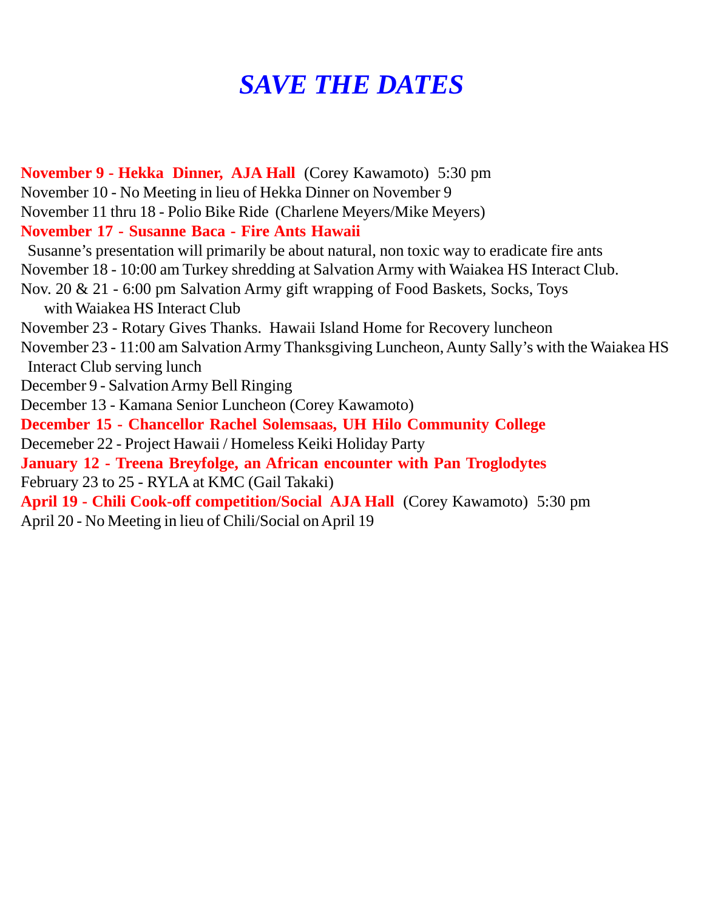# *SAVE THE DATES*

**November 9 - Hekka Dinner, AJA Hall** (Corey Kawamoto) 5:30 pm
November 10 - No Meeting in lieu of Hekka Dinner on November 9
November 11 thru 18 - Polio Bike Ride (Charlene Meyers/Mike Meyers)
**November 17 - Susanne Baca - Fire Ants Hawaii**
Susanne's presentation will primarily be about natural, non toxic way to eradicate fire ants
November 18 - 10:00 am Turkey shredding at Salvation Army with Waiakea HS Interact Club.
Nov. 20 & 21 - 6:00 pm Salvation Army gift wrapping of Food Baskets, Socks, Toys with Waiakea HS Interact Club
November 23 - Rotary Gives Thanks. Hawaii Island Home for Recovery luncheon
November 23 - 11:00 am Salvation Army Thanksgiving Luncheon, Aunty Sally's with the Waiakea HS Interact Club serving lunch
December 9 - Salvation Army Bell Ringing
December 13 - Kamana Senior Luncheon (Corey Kawamoto)
**December 15 - Chancellor Rachel Solemsaas, UH Hilo Community College**
Decemeber 22 - Project Hawaii / Homeless Keiki Holiday Party
**January 12 - Treena Breyfolge, an African encounter with Pan Troglodytes**
February 23 to 25 - RYLA at KMC (Gail Takaki)
**April 19 - Chili Cook-off competition/Social AJA Hall** (Corey Kawamoto) 5:30 pm
April 20 - No Meeting in lieu of Chili/Social on April 19